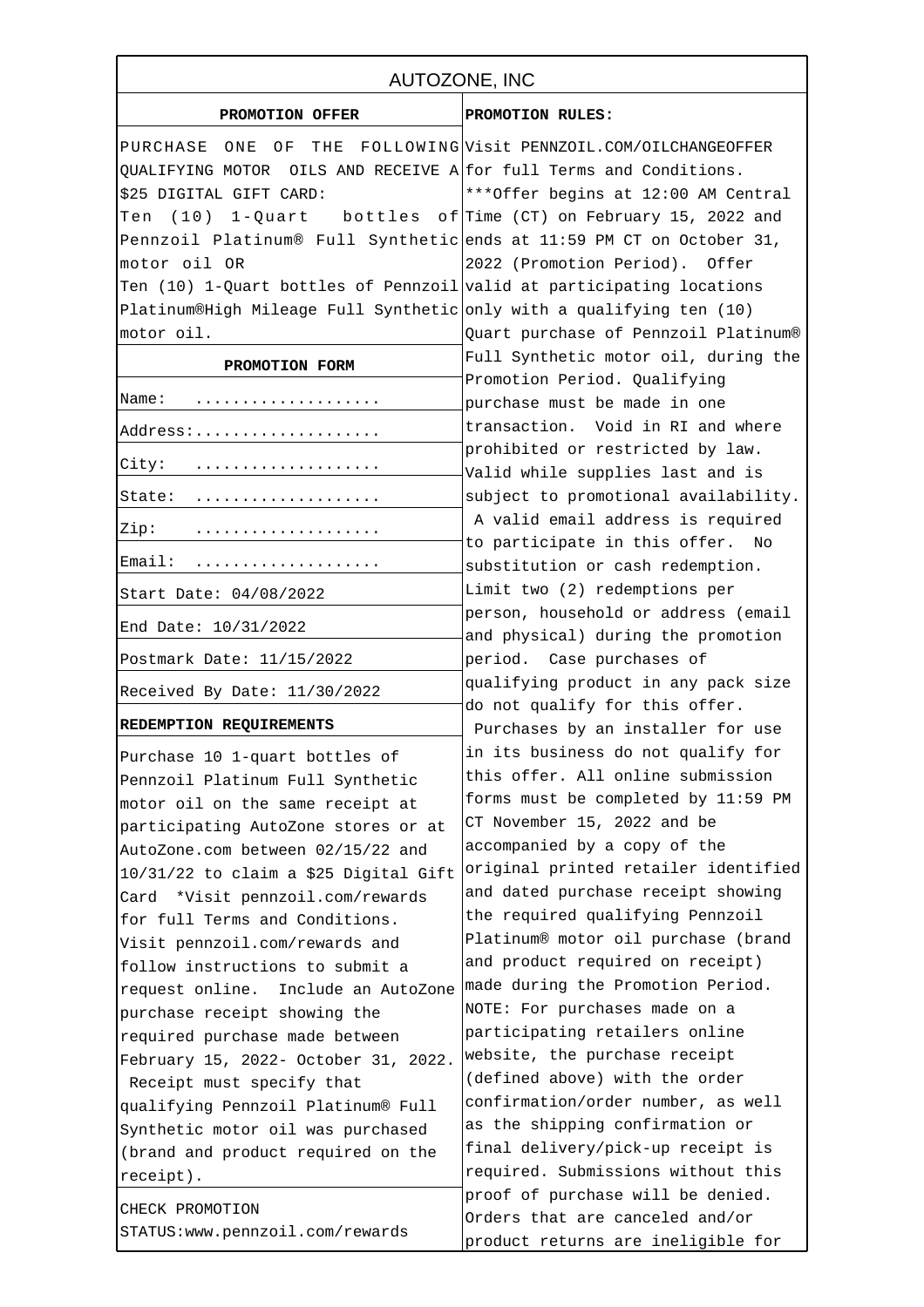# AUTOZONE, INC

## PROMOTION OFFER

PURCHASE ONE OF THE FOLLOWING QUALIFYING MOTOR OILS AND RECEIVE A $25 DIGITAL GIFT CARD:

Ten (10) 1-Quart bottles of Pennzoil Platinum® Full Synthetic motor oil OR

Ten (10) 1-Quart bottles of Pennzoil Platinum®High Mileage Full Synthetic motor oil.

## PROMOTION FORM

| | |
|---|---|
| Name: | .................... |
| Address: | .................... |
| City: | .................... |
| State: | .................... |
| Zip: | .................... |
| Email: | .................... |
| Start Date: 04/08/2022 | |
| End Date: 10/31/2022 | |
| Postmark Date: 11/15/2022 | |
| Received By Date: 11/30/2022 | |

## REDEMPTION REQUIREMENTS

Purchase 10 1-quart bottles of Pennzoil Platinum Full Synthetic motor oil on the same receipt at participating AutoZone stores or at AutoZone.com between 02/15/22 and 10/31/22 to claim a $25 Digital Gift Card *Visit pennzoil.com/rewards for full Terms and Conditions. Visit pennzoil.com/rewards and follow instructions to submit a request online. Include an AutoZone purchase receipt showing the required purchase made between February 15, 2022- October 31, 2022. Receipt must specify that qualifying Pennzoil Platinum® Full Synthetic motor oil was purchased (brand and product required on the receipt).

CHECK PROMOTION STATUS:www.pennzoil.com/rewards

## PROMOTION RULES:

Visit PENNZOIL.COM/OILCHANGEOFFER for full Terms and Conditions. ***Offer begins at 12:00 AM Central Time (CT) on February 15, 2022 and ends at 11:59 PM CT on October 31, 2022 (Promotion Period). Offer valid at participating locations only with a qualifying ten (10) Quart purchase of Pennzoil Platinum® Full Synthetic motor oil, during the Promotion Period. Qualifying purchase must be made in one transaction. Void in RI and where prohibited or restricted by law. Valid while supplies last and is subject to promotional availability. A valid email address is required to participate in this offer. No substitution or cash redemption. Limit two (2) redemptions per person, household or address (email and physical) during the promotion period. Case purchases of qualifying product in any pack size do not qualify for this offer. Purchases by an installer for use in its business do not qualify for this offer. All online submission forms must be completed by 11:59 PM CT November 15, 2022 and be accompanied by a copy of the original printed retailer identified and dated purchase receipt showing the required qualifying Pennzoil Platinum® motor oil purchase (brand and product required on receipt) made during the Promotion Period. NOTE: For purchases made on a participating retailers online website, the purchase receipt (defined above) with the order confirmation/order number, as well as the shipping confirmation or final delivery/pick-up receipt is required. Submissions without this proof of purchase will be denied. Orders that are canceled and/or product returns are ineligible for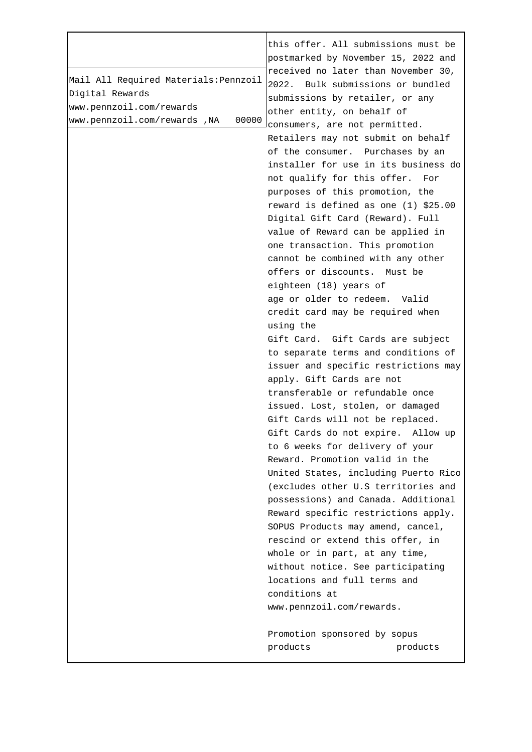Mail All Required Materials:Pennzoil Digital Rewards
www.pennzoil.com/rewards
www.pennzoil.com/rewards ,NA 00000

this offer. All submissions must be postmarked by November 15, 2022 and received no later than November 30, 2022. Bulk submissions or bundled submissions by retailer, or any other entity, on behalf of consumers, are not permitted. Retailers may not submit on behalf of the consumer. Purchases by an installer for use in its business do not qualify for this offer. For purposes of this promotion, the reward is defined as one (1) $25.00 Digital Gift Card (Reward). Full value of Reward can be applied in one transaction. This promotion cannot be combined with any other offers or discounts. Must be eighteen (18) years of age or older to redeem. Valid credit card may be required when using the Gift Card. Gift Cards are subject to separate terms and conditions of issuer and specific restrictions may apply. Gift Cards are not transferable or refundable once issued. Lost, stolen, or damaged Gift Cards will not be replaced. Gift Cards do not expire. Allow up to 6 weeks for delivery of your Reward. Promotion valid in the United States, including Puerto Rico (excludes other U.S territories and possessions) and Canada. Additional Reward specific restrictions apply. SOPUS Products may amend, cancel, rescind or extend this offer, in whole or in part, at any time, without notice. See participating locations and full terms and conditions at www.pennzoil.com/rewards.

Promotion sponsored by sopus products products